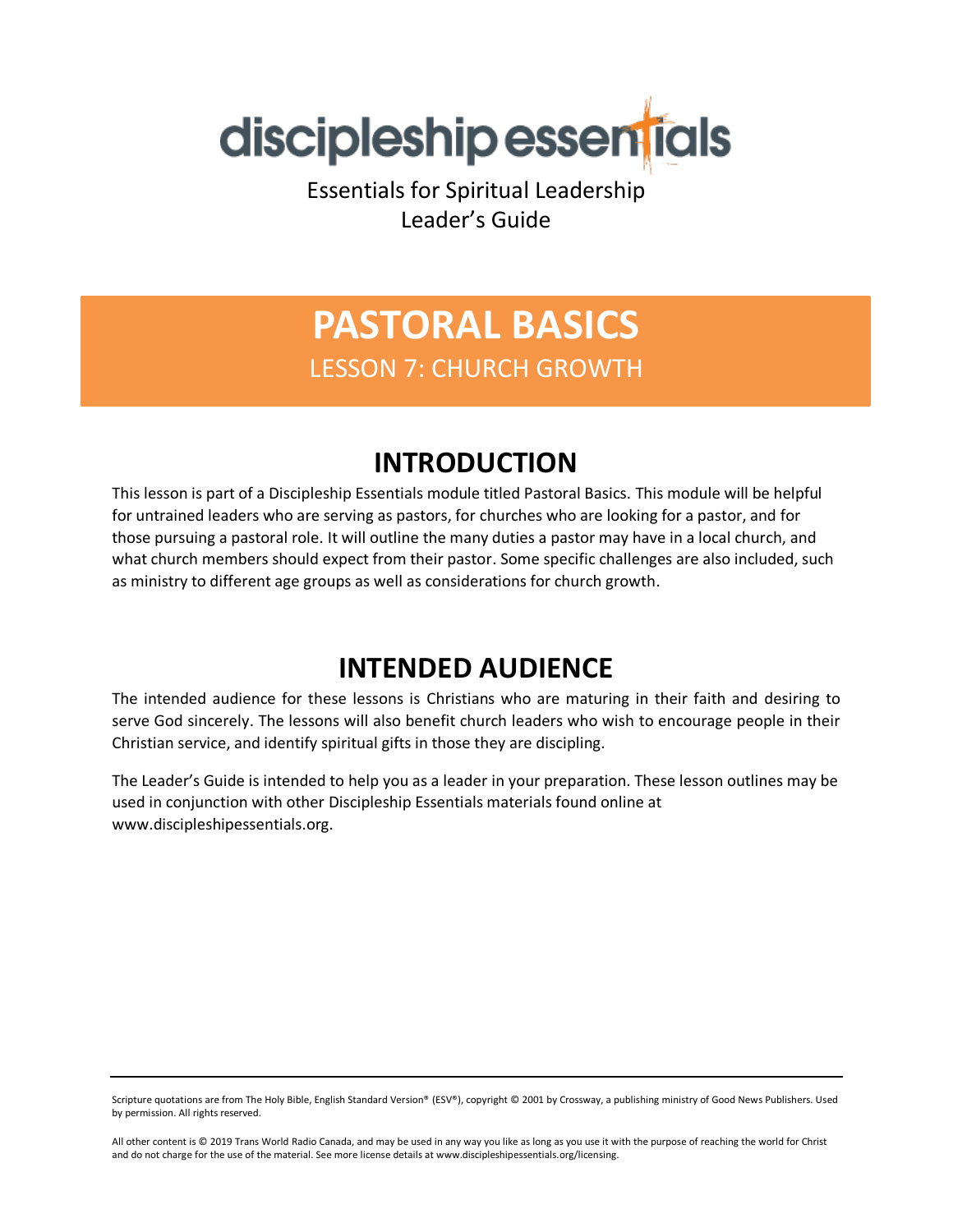discipleship essentials

Essentials for Spiritual Leadership
Leader's Guide

# PASTORAL BASICS

## LESSON 7: CHURCH GROWTH

## INTRODUCTION

This lesson is part of a Discipleship Essentials module titled Pastoral Basics. This module will be helpful for untrained leaders who are serving as pastors, for churches who are looking for a pastor, and for those pursuing a pastoral role. It will outline the many duties a pastor may have in a local church, and what church members should expect from their pastor. Some specific challenges are also included, such as ministry to different age groups as well as considerations for church growth.

## INTENDED AUDIENCE

The intended audience for these lessons is Christians who are maturing in their faith and desiring to serve God sincerely. The lessons will also benefit church leaders who wish to encourage people in their Christian service, and identify spiritual gifts in those they are discipling.

The Leader's Guide is intended to help you as a leader in your preparation. These lesson outlines may be used in conjunction with other Discipleship Essentials materials found online at www.discipleshipessentials.org.

---

Scripture quotations are from The Holy Bible, English Standard Version® (ESV®), copyright © 2001 by Crossway, a publishing ministry of Good News Publishers. Used by permission. All rights reserved.

All other content is © 2019 Trans World Radio Canada, and may be used in any way you like as long as you use it with the purpose of reaching the world for Christ and do not charge for the use of the material. See more license details at www.discipleshipessentials.org/licensing.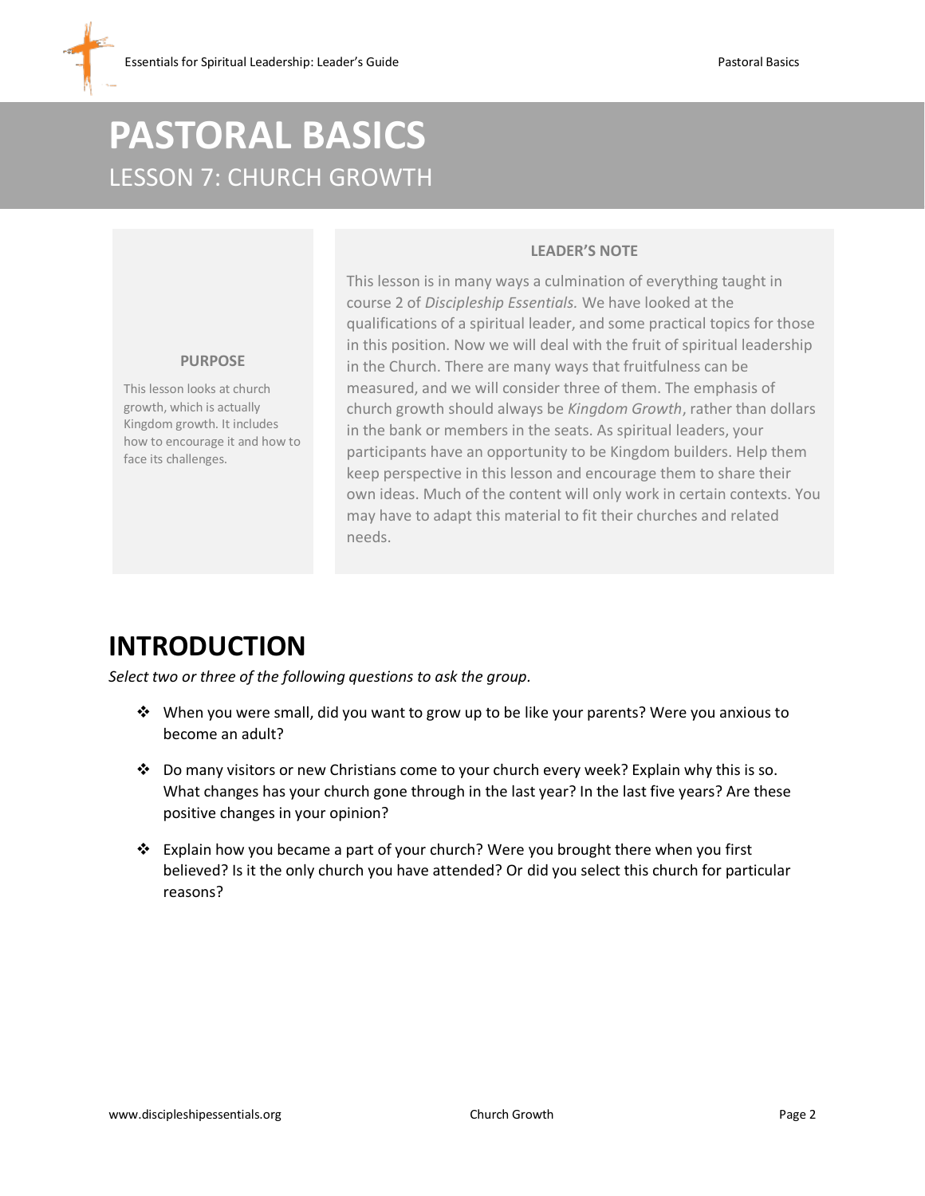# PASTORAL BASICS

## LESSON 7: CHURCH GROWTH

**PURPOSE**

This lesson looks at church growth, which is actually Kingdom growth. It includes how to encourage it and how to face its challenges.

**LEADER'S NOTE**

This lesson is in many ways a culmination of everything taught in course 2 of *Discipleship Essentials.* We have looked at the qualifications of a spiritual leader, and some practical topics for those in this position. Now we will deal with the fruit of spiritual leadership in the Church. There are many ways that fruitfulness can be measured, and we will consider three of them. The emphasis of church growth should always be *Kingdom Growth*, rather than dollars in the bank or members in the seats. As spiritual leaders, your participants have an opportunity to be Kingdom builders. Help them keep perspective in this lesson and encourage them to share their own ideas. Much of the content will only work in certain contexts. You may have to adapt this material to fit their churches and related needs.

# INTRODUCTION

*Select two or three of the following questions to ask the group.*

- When you were small, did you want to grow up to be like your parents? Were you anxious to become an adult?
- Do many visitors or new Christians come to your church every week? Explain why this is so. What changes has your church gone through in the last year? In the last five years? Are these positive changes in your opinion?
- Explain how you became a part of your church? Were you brought there when you first believed? Is it the only church you have attended? Or did you select this church for particular reasons?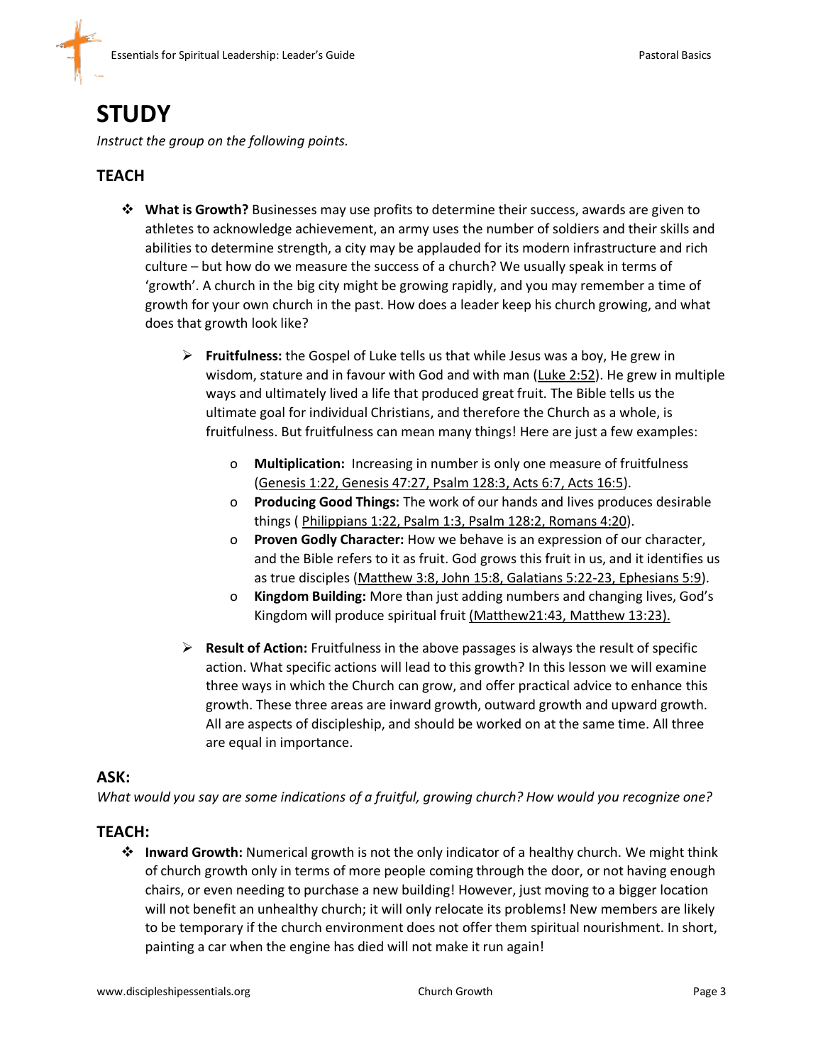# STUDY

*Instruct the group on the following points.*

## TEACH

- **What is Growth?** Businesses may use profits to determine their success, awards are given to athletes to acknowledge achievement, an army uses the number of soldiers and their skills and abilities to determine strength, a city may be applauded for its modern infrastructure and rich culture – but how do we measure the success of a church? We usually speak in terms of 'growth'. A church in the big city might be growing rapidly, and you may remember a time of growth for your own church in the past. How does a leader keep his church growing, and what does that growth look like?
    - **Fruitfulness:** the Gospel of Luke tells us that while Jesus was a boy, He grew in wisdom, stature and in favour with God and with man (Luke 2:52). He grew in multiple ways and ultimately lived a life that produced great fruit. The Bible tells us the ultimate goal for individual Christians, and therefore the Church as a whole, is fruitfulness. But fruitfulness can mean many things! Here are just a few examples:
        - **Multiplication:** Increasing in number is only one measure of fruitfulness (Genesis 1:22, Genesis 47:27, Psalm 128:3, Acts 6:7, Acts 16:5).
        - **Producing Good Things:** The work of our hands and lives produces desirable things ( Philippians 1:22, Psalm 1:3, Psalm 128:2, Romans 4:20).
        - **Proven Godly Character:** How we behave is an expression of our character, and the Bible refers to it as fruit. God grows this fruit in us, and it identifies us as true disciples (Matthew 3:8, John 15:8, Galatians 5:22-23, Ephesians 5:9).
        - **Kingdom Building:** More than just adding numbers and changing lives, God's Kingdom will produce spiritual fruit (Matthew21:43, Matthew 13:23).
    - **Result of Action:** Fruitfulness in the above passages is always the result of specific action. What specific actions will lead to this growth? In this lesson we will examine three ways in which the Church can grow, and offer practical advice to enhance this growth. These three areas are inward growth, outward growth and upward growth. All are aspects of discipleship, and should be worked on at the same time. All three are equal in importance.

## ASK:

*What would you say are some indications of a fruitful, growing church? How would you recognize one?*

## TEACH:

- **Inward Growth:** Numerical growth is not the only indicator of a healthy church. We might think of church growth only in terms of more people coming through the door, or not having enough chairs, or even needing to purchase a new building! However, just moving to a bigger location will not benefit an unhealthy church; it will only relocate its problems! New members are likely to be temporary if the church environment does not offer them spiritual nourishment. In short, painting a car when the engine has died will not make it run again!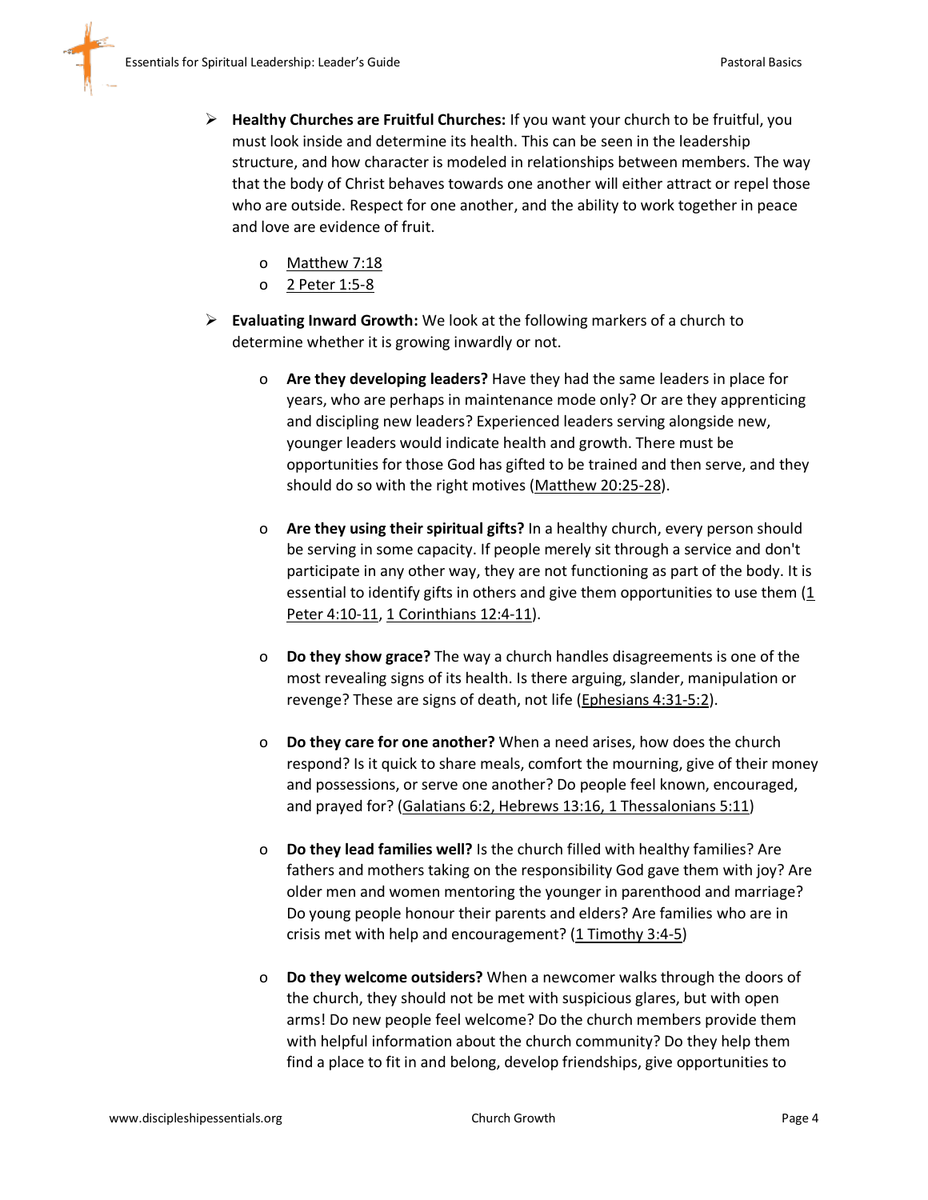- **Healthy Churches are Fruitful Churches:** If you want your church to be fruitful, you must look inside and determine its health. This can be seen in the leadership structure, and how character is modeled in relationships between members. The way that the body of Christ behaves towards one another will either attract or repel those who are outside. Respect for one another, and the ability to work together in peace and love are evidence of fruit.

    - Matthew 7:18
    - 2 Peter 1:5-8

- **Evaluating Inward Growth:** We look at the following markers of a church to determine whether it is growing inwardly or not.

    - **Are they developing leaders?** Have they had the same leaders in place for years, who are perhaps in maintenance mode only? Or are they apprenticing and discipling new leaders? Experienced leaders serving alongside new, younger leaders would indicate health and growth. There must be opportunities for those God has gifted to be trained and then serve, and they should do so with the right motives (Matthew 20:25-28).

    - **Are they using their spiritual gifts?** In a healthy church, every person should be serving in some capacity. If people merely sit through a service and don't participate in any other way, they are not functioning as part of the body. It is essential to identify gifts in others and give them opportunities to use them (1 Peter 4:10-11, 1 Corinthians 12:4-11).

    - **Do they show grace?** The way a church handles disagreements is one of the most revealing signs of its health. Is there arguing, slander, manipulation or revenge? These are signs of death, not life (Ephesians 4:31-5:2).

    - **Do they care for one another?** When a need arises, how does the church respond? Is it quick to share meals, comfort the mourning, give of their money and possessions, or serve one another? Do people feel known, encouraged, and prayed for? (Galatians 6:2, Hebrews 13:16, 1 Thessalonians 5:11)

    - **Do they lead families well?** Is the church filled with healthy families? Are fathers and mothers taking on the responsibility God gave them with joy? Are older men and women mentoring the younger in parenthood and marriage? Do young people honour their parents and elders? Are families who are in crisis met with help and encouragement? (1 Timothy 3:4-5)

    - **Do they welcome outsiders?** When a newcomer walks through the doors of the church, they should not be met with suspicious glares, but with open arms! Do new people feel welcome? Do the church members provide them with helpful information about the church community? Do they help them find a place to fit in and belong, develop friendships, give opportunities to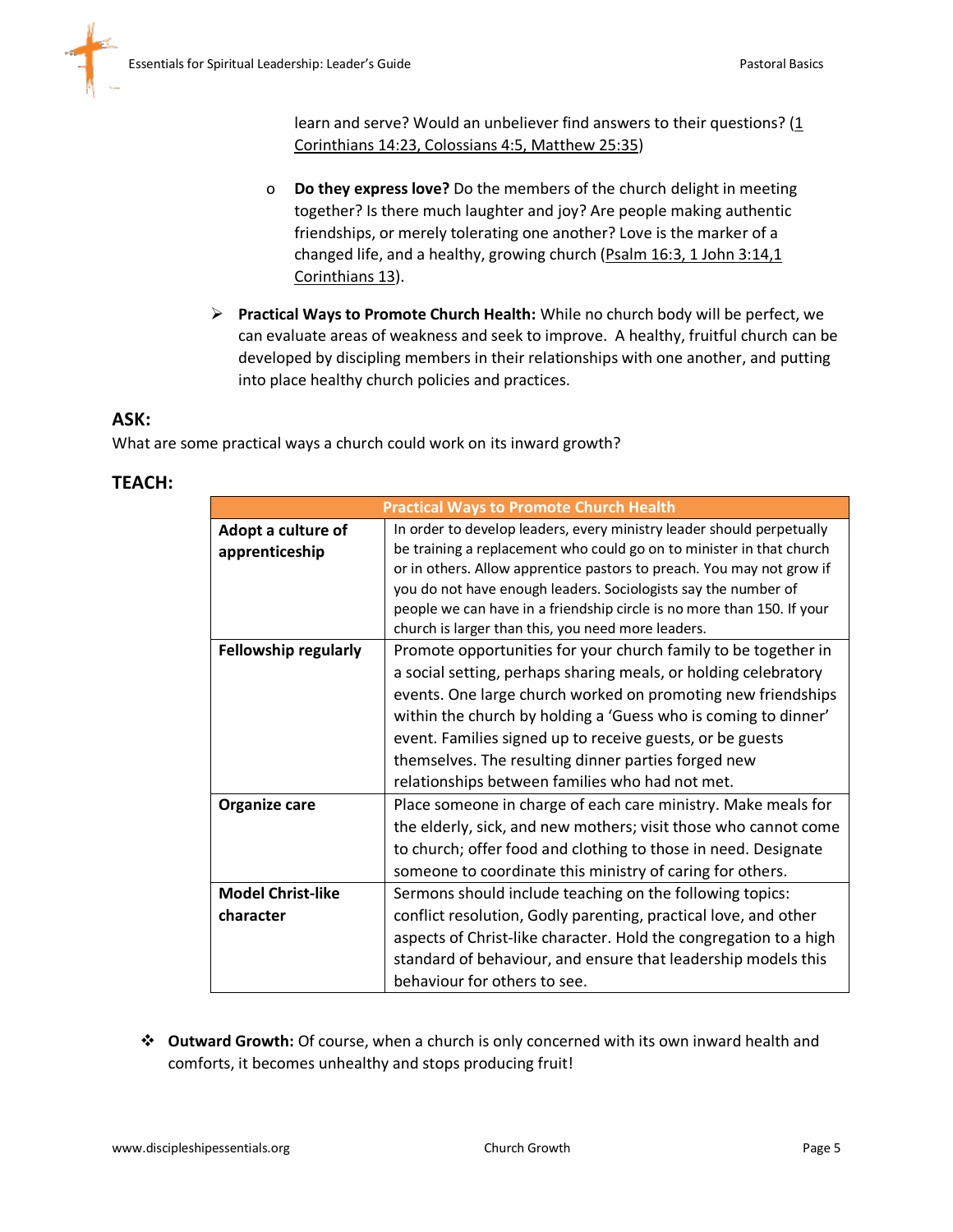learn and serve? Would an unbeliever find answers to their questions? (1 Corinthians 14:23, Colossians 4:5, Matthew 25:35)

- **Do they express love?** Do the members of the church delight in meeting together? Is there much laughter and joy? Are people making authentic friendships, or merely tolerating one another? Love is the marker of a changed life, and a healthy, growing church (Psalm 16:3, 1 John 3:14,1 Corinthians 13).

➢ **Practical Ways to Promote Church Health:** While no church body will be perfect, we can evaluate areas of weakness and seek to improve. A healthy, fruitful church can be developed by discipling members in their relationships with one another, and putting into place healthy church policies and practices.

## ASK:

What are some practical ways a church could work on its inward growth?

## TEACH:

| Practical Ways to Promote Church Health | |
|---|---|
| **Adopt a culture of apprenticeship** | In order to develop leaders, every ministry leader should perpetually be training a replacement who could go on to minister in that church or in others. Allow apprentice pastors to preach. You may not grow if you do not have enough leaders. Sociologists say the number of people we can have in a friendship circle is no more than 150. If your church is larger than this, you need more leaders. |
| **Fellowship regularly** | Promote opportunities for your church family to be together in a social setting, perhaps sharing meals, or holding celebratory events. One large church worked on promoting new friendships within the church by holding a 'Guess who is coming to dinner' event. Families signed up to receive guests, or be guests themselves. The resulting dinner parties forged new relationships between families who had not met. |
| **Organize care** | Place someone in charge of each care ministry. Make meals for the elderly, sick, and new mothers; visit those who cannot come to church; offer food and clothing to those in need. Designate someone to coordinate this ministry of caring for others. |
| **Model Christ-like character** | Sermons should include teaching on the following topics: conflict resolution, Godly parenting, practical love, and other aspects of Christ-like character. Hold the congregation to a high standard of behaviour, and ensure that leadership models this behaviour for others to see. |

❖ **Outward Growth:** Of course, when a church is only concerned with its own inward health and comforts, it becomes unhealthy and stops producing fruit!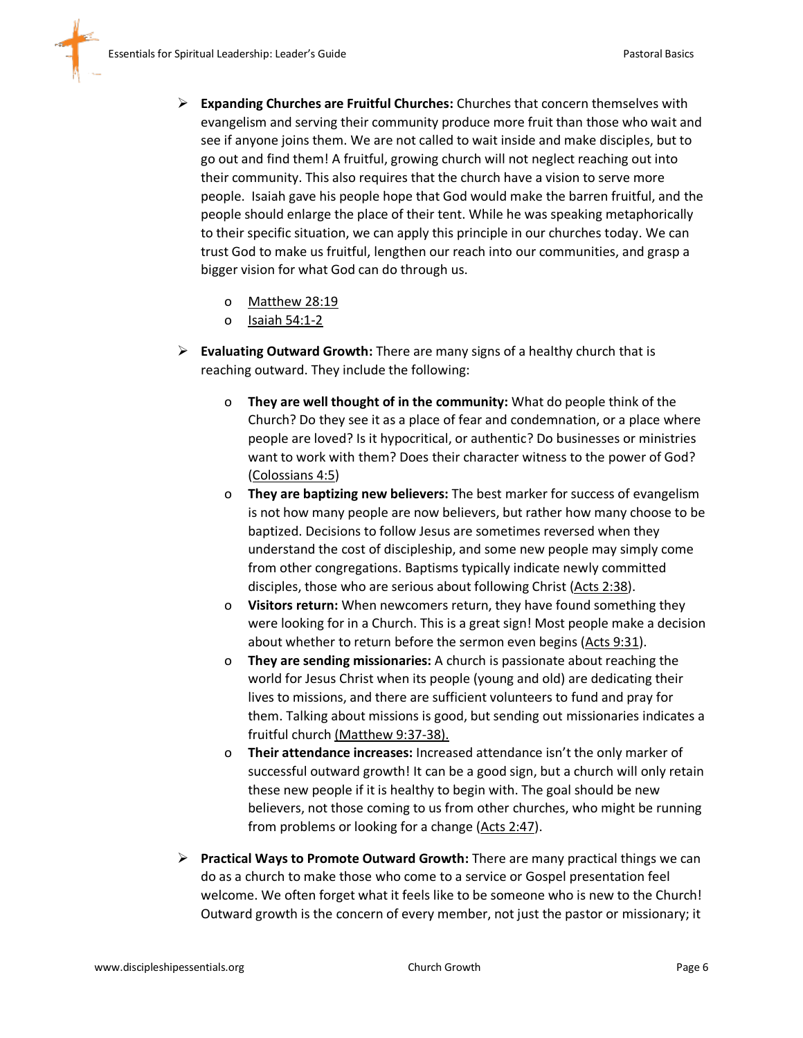- **Expanding Churches are Fruitful Churches:** Churches that concern themselves with evangelism and serving their community produce more fruit than those who wait and see if anyone joins them. We are not called to wait inside and make disciples, but to go out and find them! A fruitful, growing church will not neglect reaching out into their community. This also requires that the church have a vision to serve more people. Isaiah gave his people hope that God would make the barren fruitful, and the people should enlarge the place of their tent. While he was speaking metaphorically to their specific situation, we can apply this principle in our churches today. We can trust God to make us fruitful, lengthen our reach into our communities, and grasp a bigger vision for what God can do through us.
  - Matthew 28:19
  - Isaiah 54:1-2
- **Evaluating Outward Growth:** There are many signs of a healthy church that is reaching outward. They include the following:
  - **They are well thought of in the community:** What do people think of the Church? Do they see it as a place of fear and condemnation, or a place where people are loved? Is it hypocritical, or authentic? Do businesses or ministries want to work with them? Does their character witness to the power of God? (Colossians 4:5)
  - **They are baptizing new believers:** The best marker for success of evangelism is not how many people are now believers, but rather how many choose to be baptized. Decisions to follow Jesus are sometimes reversed when they understand the cost of discipleship, and some new people may simply come from other congregations. Baptisms typically indicate newly committed disciples, those who are serious about following Christ (Acts 2:38).
  - **Visitors return:** When newcomers return, they have found something they were looking for in a Church. This is a great sign! Most people make a decision about whether to return before the sermon even begins (Acts 9:31).
  - **They are sending missionaries:** A church is passionate about reaching the world for Jesus Christ when its people (young and old) are dedicating their lives to missions, and there are sufficient volunteers to fund and pray for them. Talking about missions is good, but sending out missionaries indicates a fruitful church (Matthew 9:37-38).
  - **Their attendance increases:** Increased attendance isn't the only marker of successful outward growth! It can be a good sign, but a church will only retain these new people if it is healthy to begin with. The goal should be new believers, not those coming to us from other churches, who might be running from problems or looking for a change (Acts 2:47).
- **Practical Ways to Promote Outward Growth:** There are many practical things we can do as a church to make those who come to a service or Gospel presentation feel welcome. We often forget what it feels like to be someone who is new to the Church! Outward growth is the concern of every member, not just the pastor or missionary; it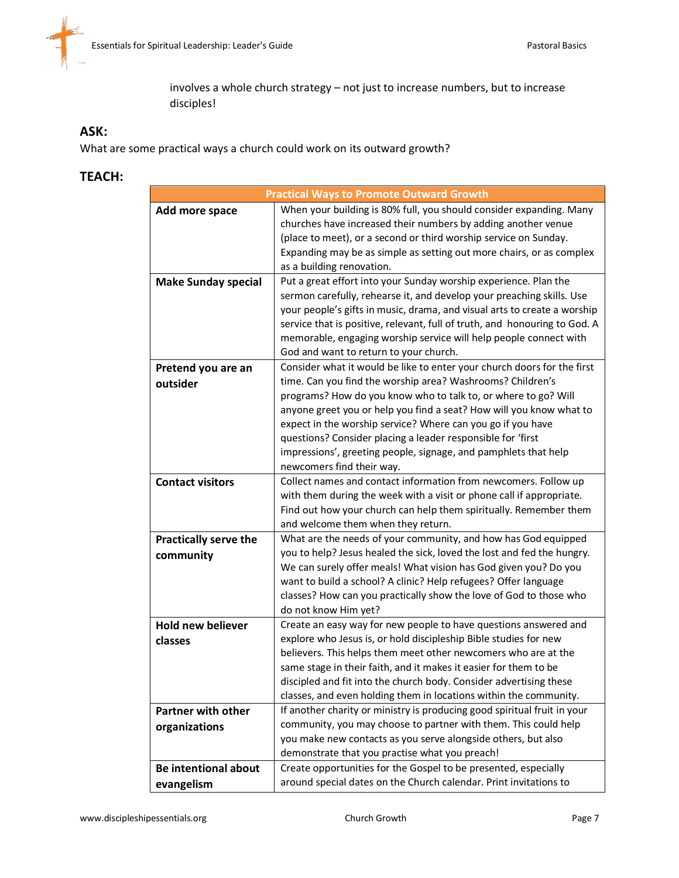involves a whole church strategy – not just to increase numbers, but to increase disciples!

### ASK:

What are some practical ways a church could work on its outward growth?

### TEACH:

| Practical Ways to Promote Outward Growth | |
|---|---|
| **Add more space** | When your building is 80% full, you should consider expanding. Many churches have increased their numbers by adding another venue (place to meet), or a second or third worship service on Sunday. Expanding may be as simple as setting out more chairs, or as complex as a building renovation. |
| **Make Sunday special** | Put a great effort into your Sunday worship experience. Plan the sermon carefully, rehearse it, and develop your preaching skills. Use your people's gifts in music, drama, and visual arts to create a worship service that is positive, relevant, full of truth, and honouring to God. A memorable, engaging worship service will help people connect with God and want to return to your church. |
| **Pretend you are an outsider** | Consider what it would be like to enter your church doors for the first time. Can you find the worship area? Washrooms? Children's programs? How do you know who to talk to, or where to go? Will anyone greet you or help you find a seat? How will you know what to expect in the worship service? Where can you go if you have questions? Consider placing a leader responsible for 'first impressions', greeting people, signage, and pamphlets that help newcomers find their way. |
| **Contact visitors** | Collect names and contact information from newcomers. Follow up with them during the week with a visit or phone call if appropriate. Find out how your church can help them spiritually. Remember them and welcome them when they return. |
| **Practically serve the community** | What are the needs of your community, and how has God equipped you to help? Jesus healed the sick, loved the lost and fed the hungry. We can surely offer meals! What vision has God given you? Do you want to build a school? A clinic? Help refugees? Offer language classes? How can you practically show the love of God to those who do not know Him yet? |
| **Hold new believer classes** | Create an easy way for new people to have questions answered and explore who Jesus is, or hold discipleship Bible studies for new believers. This helps them meet other newcomers who are at the same stage in their faith, and it makes it easier for them to be discipled and fit into the church body. Consider advertising these classes, and even holding them in locations within the community. |
| **Partner with other organizations** | If another charity or ministry is producing good spiritual fruit in your community, you may choose to partner with them. This could help you make new contacts as you serve alongside others, but also demonstrate that you practise what you preach! |
| **Be intentional about evangelism** | Create opportunities for the Gospel to be presented, especially around special dates on the Church calendar. Print invitations to |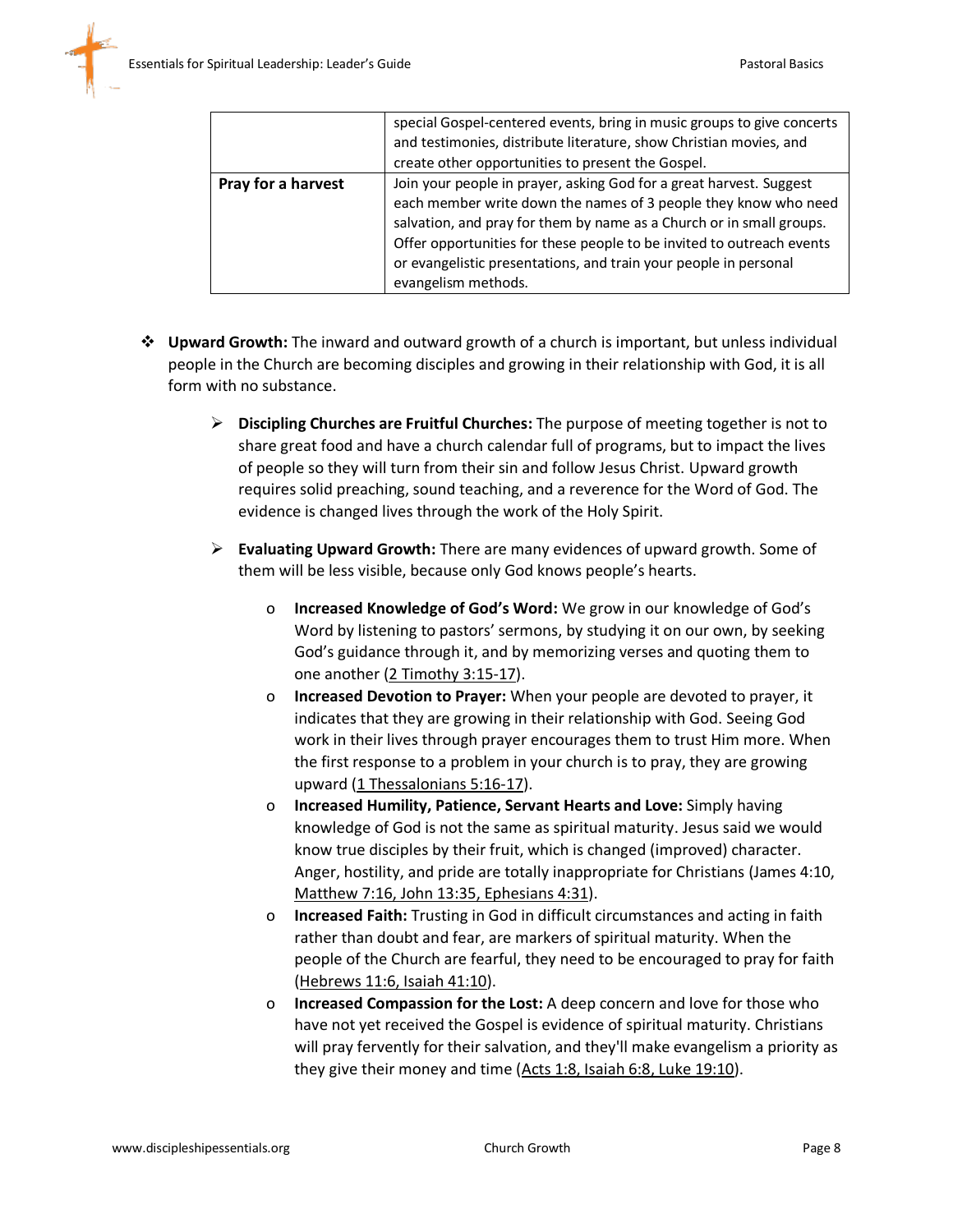| | |
|---|---|
| | special Gospel-centered events, bring in music groups to give concerts and testimonies, distribute literature, show Christian movies, and create other opportunities to present the Gospel. |
| **Pray for a harvest** | Join your people in prayer, asking God for a great harvest. Suggest each member write down the names of 3 people they know who need salvation, and pray for them by name as a Church or in small groups. Offer opportunities for these people to be invited to outreach events or evangelistic presentations, and train your people in personal evangelism methods. |

- **Upward Growth:** The inward and outward growth of a church is important, but unless individual people in the Church are becoming disciples and growing in their relationship with God, it is all form with no substance.

  - **Discipling Churches are Fruitful Churches:** The purpose of meeting together is not to share great food and have a church calendar full of programs, but to impact the lives of people so they will turn from their sin and follow Jesus Christ. Upward growth requires solid preaching, sound teaching, and a reverence for the Word of God. The evidence is changed lives through the work of the Holy Spirit.

  - **Evaluating Upward Growth:** There are many evidences of upward growth. Some of them will be less visible, because only God knows people's hearts.

    - **Increased Knowledge of God's Word:** We grow in our knowledge of God's Word by listening to pastors' sermons, by studying it on our own, by seeking God's guidance through it, and by memorizing verses and quoting them to one another (2 Timothy 3:15-17).
    - **Increased Devotion to Prayer:** When your people are devoted to prayer, it indicates that they are growing in their relationship with God. Seeing God work in their lives through prayer encourages them to trust Him more. When the first response to a problem in your church is to pray, they are growing upward (1 Thessalonians 5:16-17).
    - **Increased Humility, Patience, Servant Hearts and Love:** Simply having knowledge of God is not the same as spiritual maturity. Jesus said we would know true disciples by their fruit, which is changed (improved) character. Anger, hostility, and pride are totally inappropriate for Christians (James 4:10, Matthew 7:16, John 13:35, Ephesians 4:31).
    - **Increased Faith:** Trusting in God in difficult circumstances and acting in faith rather than doubt and fear, are markers of spiritual maturity. When the people of the Church are fearful, they need to be encouraged to pray for faith (Hebrews 11:6, Isaiah 41:10).
    - **Increased Compassion for the Lost:** A deep concern and love for those who have not yet received the Gospel is evidence of spiritual maturity. Christians will pray fervently for their salvation, and they'll make evangelism a priority as they give their money and time (Acts 1:8, Isaiah 6:8, Luke 19:10).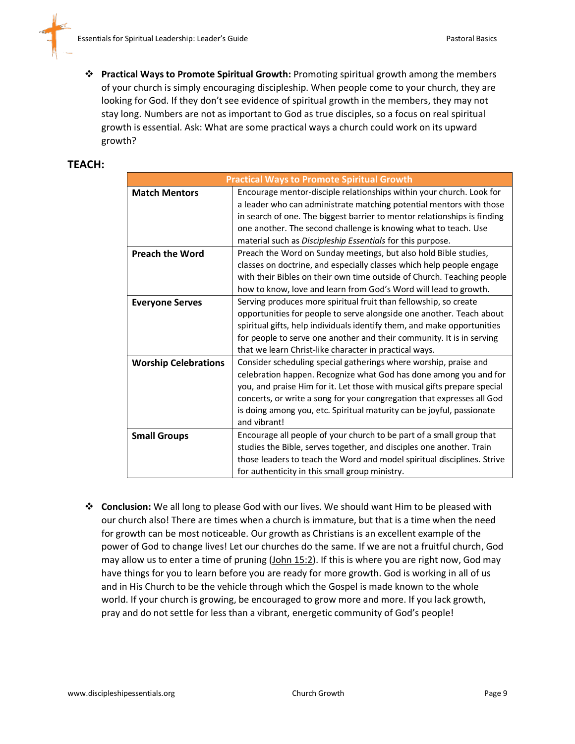- **Practical Ways to Promote Spiritual Growth:** Promoting spiritual growth among the members of your church is simply encouraging discipleship. When people come to your church, they are looking for God. If they don't see evidence of spiritual growth in the members, they may not stay long. Numbers are not as important to God as true disciples, so a focus on real spiritual growth is essential. Ask: What are some practical ways a church could work on its upward growth?

## TEACH:

| Practical Ways to Promote Spiritual Growth | |
|---|---|
| **Match Mentors** | Encourage mentor-disciple relationships within your church. Look for a leader who can administrate matching potential mentors with those in search of one. The biggest barrier to mentor relationships is finding one another. The second challenge is knowing what to teach. Use material such as *Discipleship Essentials* for this purpose. |
| **Preach the Word** | Preach the Word on Sunday meetings, but also hold Bible studies, classes on doctrine, and especially classes which help people engage with their Bibles on their own time outside of Church. Teaching people how to know, love and learn from God's Word will lead to growth. |
| **Everyone Serves** | Serving produces more spiritual fruit than fellowship, so create opportunities for people to serve alongside one another. Teach about spiritual gifts, help individuals identify them, and make opportunities for people to serve one another and their community. It is in serving that we learn Christ-like character in practical ways. |
| **Worship Celebrations** | Consider scheduling special gatherings where worship, praise and celebration happen. Recognize what God has done among you and for you, and praise Him for it. Let those with musical gifts prepare special concerts, or write a song for your congregation that expresses all God is doing among you, etc. Spiritual maturity can be joyful, passionate and vibrant! |
| **Small Groups** | Encourage all people of your church to be part of a small group that studies the Bible, serves together, and disciples one another. Train those leaders to teach the Word and model spiritual disciplines. Strive for authenticity in this small group ministry. |

- **Conclusion:** We all long to please God with our lives. We should want Him to be pleased with our church also! There are times when a church is immature, but that is a time when the need for growth can be most noticeable. Our growth as Christians is an excellent example of the power of God to change lives! Let our churches do the same. If we are not a fruitful church, God may allow us to enter a time of pruning (John 15:2). If this is where you are right now, God may have things for you to learn before you are ready for more growth. God is working in all of us and in His Church to be the vehicle through which the Gospel is made known to the whole world. If your church is growing, be encouraged to grow more and more. If you lack growth, pray and do not settle for less than a vibrant, energetic community of God's people!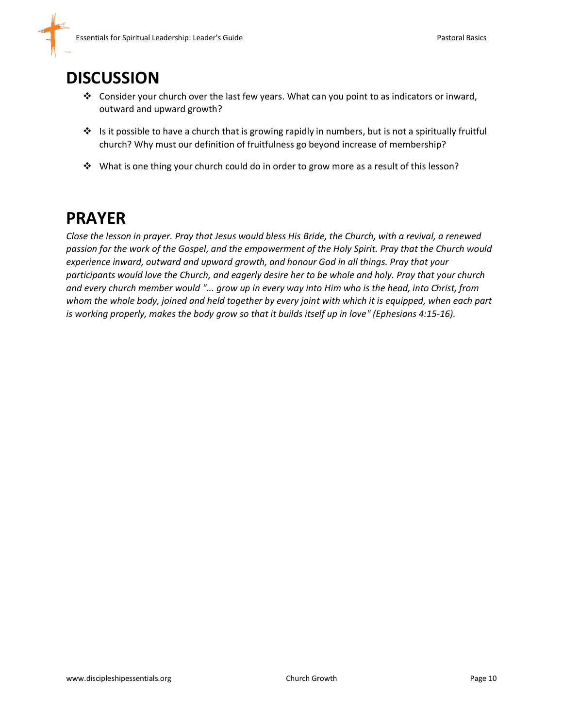# DISCUSSION

- Consider your church over the last few years. What can you point to as indicators or inward, outward and upward growth?
- Is it possible to have a church that is growing rapidly in numbers, but is not a spiritually fruitful church? Why must our definition of fruitfulness go beyond increase of membership?
- What is one thing your church could do in order to grow more as a result of this lesson?

# PRAYER

*Close the lesson in prayer. Pray that Jesus would bless His Bride, the Church, with a revival, a renewed passion for the work of the Gospel, and the empowerment of the Holy Spirit. Pray that the Church would experience inward, outward and upward growth, and honour God in all things. Pray that your participants would love the Church, and eagerly desire her to be whole and holy. Pray that your church and every church member would "... grow up in every way into Him who is the head, into Christ, from whom the whole body, joined and held together by every joint with which it is equipped, when each part is working properly, makes the body grow so that it builds itself up in love" (Ephesians 4:15-16).*